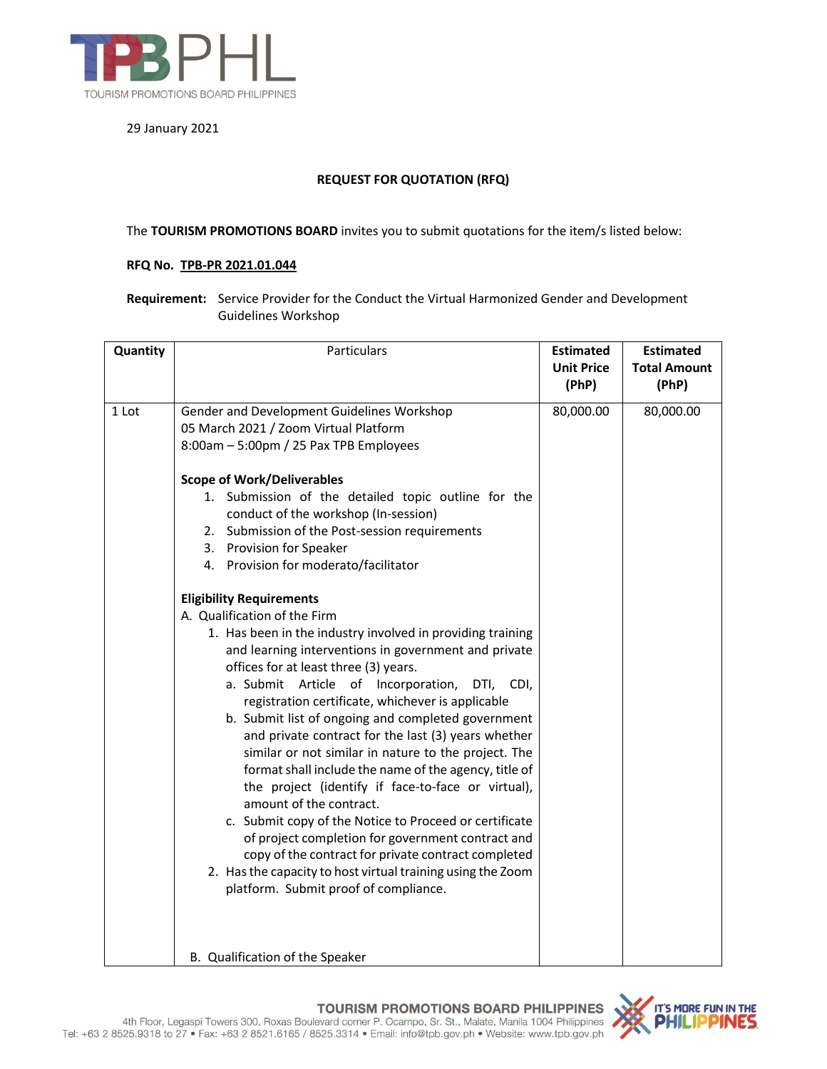29 January 2021

**REQUEST FOR QUOTATION (RFQ)**

The **TOURISM PROMOTIONS BOARD** invites you to submit quotations for the item/s listed below:

**RFQ No. TPB-PR 2021.01.044**

**Requirement:** Service Provider for the Conduct the Virtual Harmonized Gender and Development Guidelines Workshop

| Quantity | Particulars | Estimated Unit Price (PhP) | Estimated Total Amount (PhP) |
|---|---|---|---|
| 1 Lot | Gender and Development Guidelines Workshop<br>05 March 2021 / Zoom Virtual Platform<br>8:00am – 5:00pm / 25 Pax TPB Employees<br><br>**Scope of Work/Deliverables**<br>1. Submission of the detailed topic outline for the conduct of the workshop (In-session)<br>2. Submission of the Post-session requirements<br>3. Provision for Speaker<br>4. Provision for moderato/facilitator<br><br>**Eligibility Requirements**<br>A. Qualification of the Firm<br>1. Has been in the industry involved in providing training and learning interventions in government and private offices for at least three (3) years.<br>a. Submit Article of Incorporation, DTI, CDI, registration certificate, whichever is applicable<br>b. Submit list of ongoing and completed government and private contract for the last (3) years whether similar or not similar in nature to the project. The format shall include the name of the agency, title of the project (identify if face-to-face or virtual), amount of the contract.<br>c. Submit copy of the Notice to Proceed or certificate of project completion for government contract and copy of the contract for private contract completed<br>2. Has the capacity to host virtual training using the Zoom platform. Submit proof of compliance.<br><br>B. Qualification of the Speaker | 80,000.00 | 80,000.00 |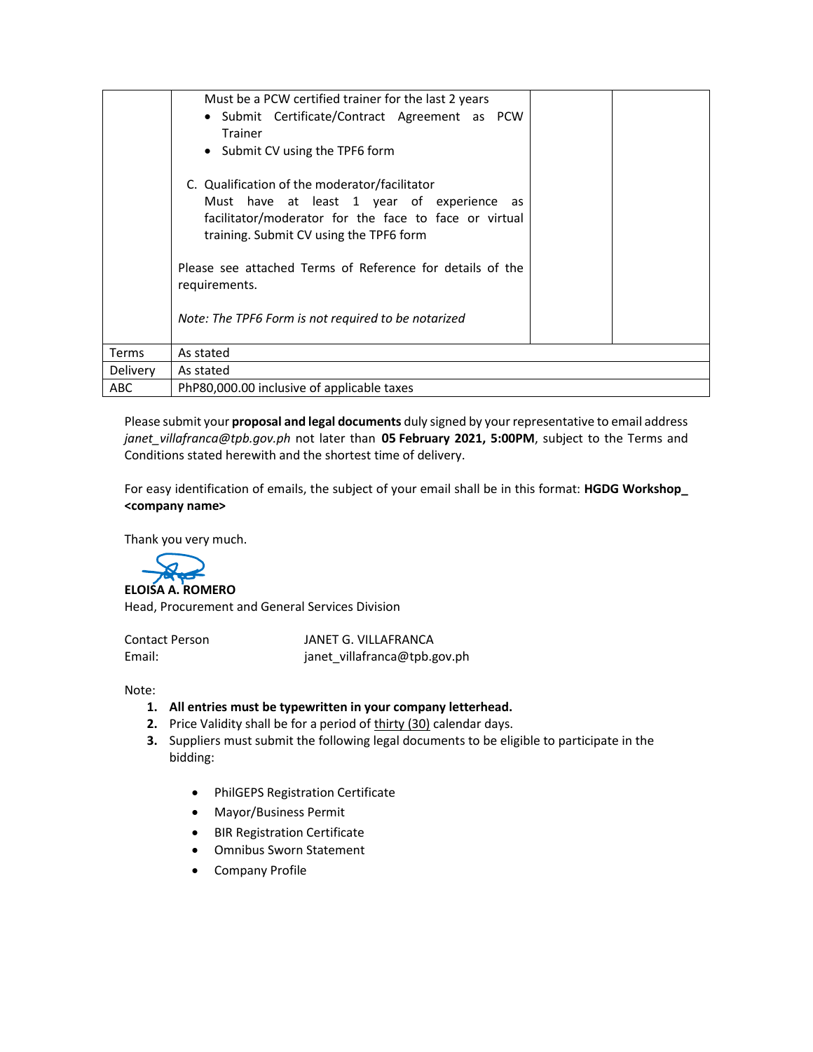| | | | |
|---|---|---|---|
| | Must be a PCW certified trainer for the last 2 years<br>• Submit Certificate/Contract Agreement as PCW Trainer<br>• Submit CV using the TPF6 form<br><br>C. Qualification of the moderator/facilitator<br>Must have at least 1 year of experience as facilitator/moderator for the face to face or virtual training. Submit CV using the TPF6 form<br><br>Please see attached Terms of Reference for details of the requirements.<br><br>*Note: The TPF6 Form is not required to be notarized* | | |
| Terms | As stated | | |
| Delivery | As stated | | |
| ABC | PhP80,000.00 inclusive of applicable taxes | | |

Please submit your **proposal and legal documents** duly signed by your representative to email address *janet_villafranca@tpb.gov.ph* not later than **05 February 2021, 5:00PM**, subject to the Terms and Conditions stated herewith and the shortest time of delivery.

For easy identification of emails, the subject of your email shall be in this format: **HGDG Workshop_ <company name>**

Thank you very much.

**ELOISA A. ROMERO**
Head, Procurement and General Services Division

Contact Person: JANET G. VILLAFRANCA
Email: janet_villafranca@tpb.gov.ph

Note:

1. **All entries must be typewritten in your company letterhead.**
2. Price Validity shall be for a period of thirty (30) calendar days.
3. Suppliers must submit the following legal documents to be eligible to participate in the bidding:
   - PhilGEPS Registration Certificate
   - Mayor/Business Permit
   - BIR Registration Certificate
   - Omnibus Sworn Statement
   - Company Profile